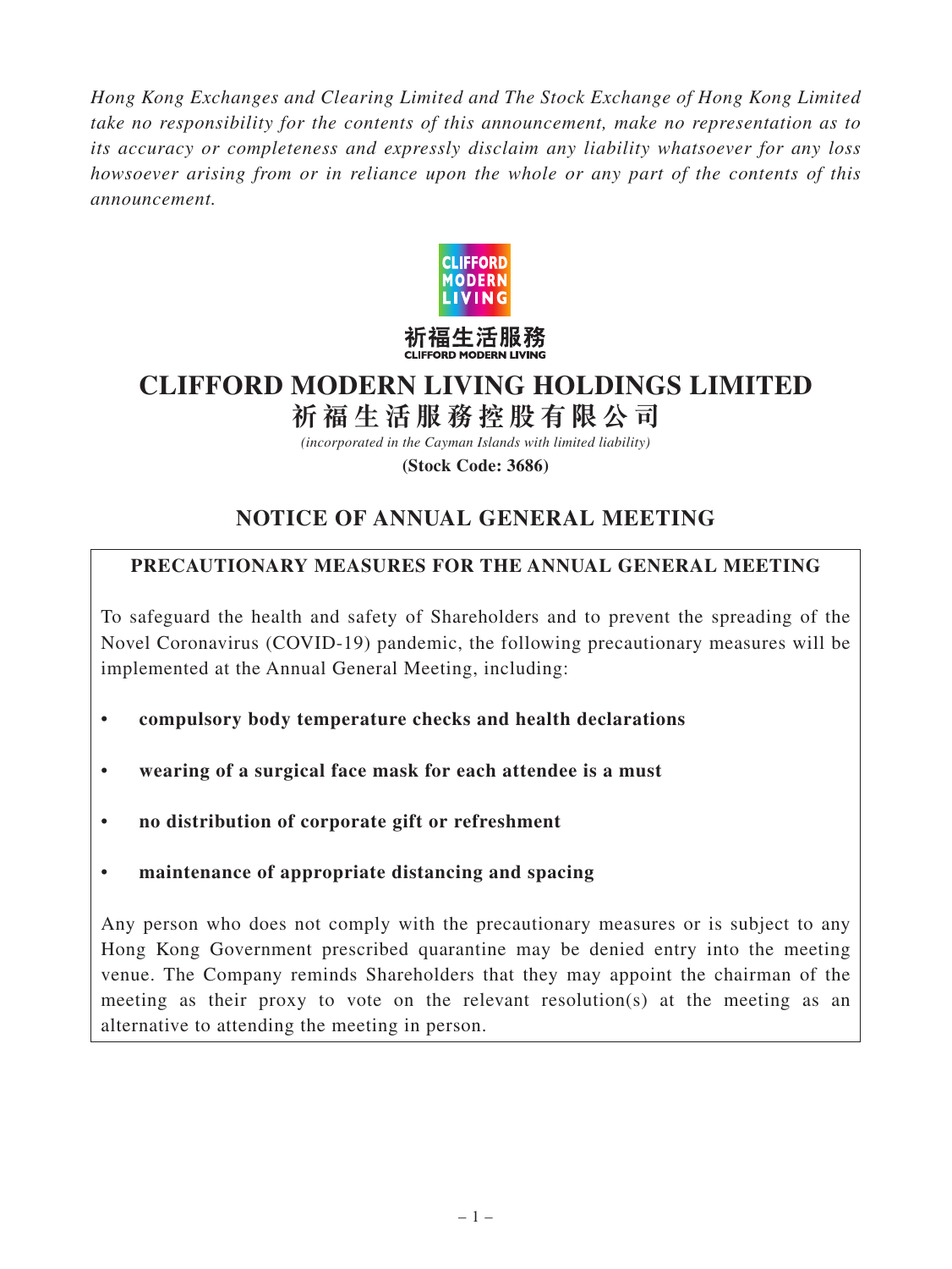*Hong Kong Exchanges and Clearing Limited and The Stock Exchange of Hong Kong Limited take no responsibility for the contents of this announcement, make no representation as to its accuracy or completeness and expressly disclaim any liability whatsoever for any loss howsoever arising from or in reliance upon the whole or any part of the contents of this announcement.*

祈福生活服務
CLIFFORD MODERN LIVING

# CLIFFORD MODERN LIVING HOLDINGS LIMITED
# 祈福生活服務控股有限公司

*(incorporated in the Cayman Islands with limited liability)*

**(Stock Code: 3686)**

## NOTICE OF ANNUAL GENERAL MEETING

### PRECAUTIONARY MEASURES FOR THE ANNUAL GENERAL MEETING

To safeguard the health and safety of Shareholders and to prevent the spreading of the Novel Coronavirus (COVID-19) pandemic, the following precautionary measures will be implemented at the Annual General Meeting, including:

- **compulsory body temperature checks and health declarations**
- **wearing of a surgical face mask for each attendee is a must**
- **no distribution of corporate gift or refreshment**
- **maintenance of appropriate distancing and spacing**

Any person who does not comply with the precautionary measures or is subject to any Hong Kong Government prescribed quarantine may be denied entry into the meeting venue. The Company reminds Shareholders that they may appoint the chairman of the meeting as their proxy to vote on the relevant resolution(s) at the meeting as an alternative to attending the meeting in person.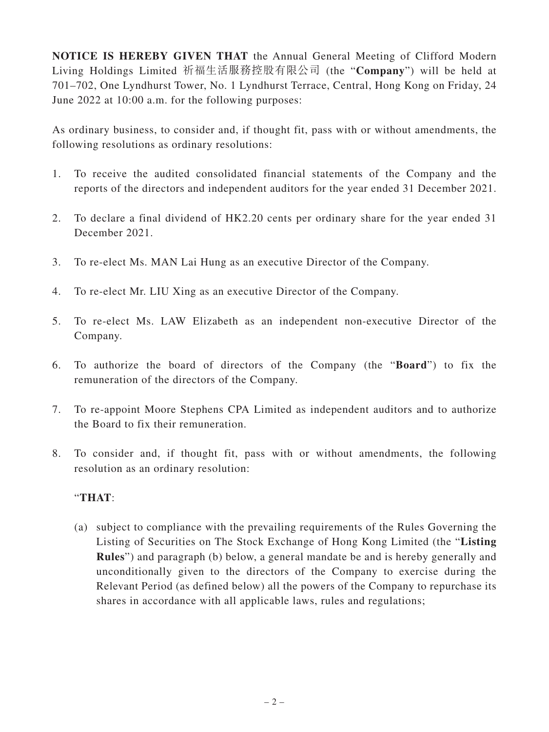**NOTICE IS HEREBY GIVEN THAT** the Annual General Meeting of Clifford Modern Living Holdings Limited 祈福生活服務控股有限公司 (the "**Company**") will be held at 701–702, One Lyndhurst Tower, No. 1 Lyndhurst Terrace, Central, Hong Kong on Friday, 24 June 2022 at 10:00 a.m. for the following purposes:

As ordinary business, to consider and, if thought fit, pass with or without amendments, the following resolutions as ordinary resolutions:

1. To receive the audited consolidated financial statements of the Company and the reports of the directors and independent auditors for the year ended 31 December 2021.
2. To declare a final dividend of HK2.20 cents per ordinary share for the year ended 31 December 2021.
3. To re-elect Ms. MAN Lai Hung as an executive Director of the Company.
4. To re-elect Mr. LIU Xing as an executive Director of the Company.
5. To re-elect Ms. LAW Elizabeth as an independent non-executive Director of the Company.
6. To authorize the board of directors of the Company (the "**Board**") to fix the remuneration of the directors of the Company.
7. To re-appoint Moore Stephens CPA Limited as independent auditors and to authorize the Board to fix their remuneration.
8. To consider and, if thought fit, pass with or without amendments, the following resolution as an ordinary resolution:

   "**THAT**:

   (a) subject to compliance with the prevailing requirements of the Rules Governing the Listing of Securities on The Stock Exchange of Hong Kong Limited (the "**Listing Rules**") and paragraph (b) below, a general mandate be and is hereby generally and unconditionally given to the directors of the Company to exercise during the Relevant Period (as defined below) all the powers of the Company to repurchase its shares in accordance with all applicable laws, rules and regulations;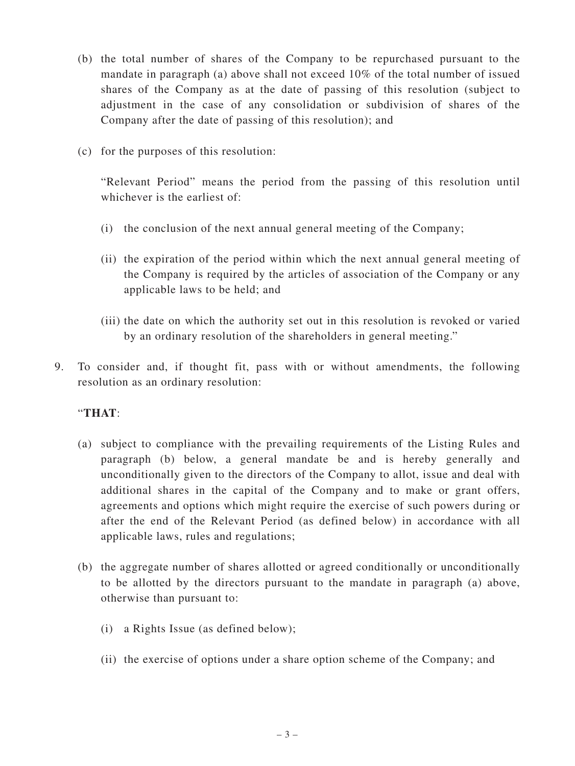(b) the total number of shares of the Company to be repurchased pursuant to the mandate in paragraph (a) above shall not exceed 10% of the total number of issued shares of the Company as at the date of passing of this resolution (subject to adjustment in the case of any consolidation or subdivision of shares of the Company after the date of passing of this resolution); and

(c) for the purposes of this resolution:

"Relevant Period" means the period from the passing of this resolution until whichever is the earliest of:

(i) the conclusion of the next annual general meeting of the Company;

(ii) the expiration of the period within which the next annual general meeting of the Company is required by the articles of association of the Company or any applicable laws to be held; and

(iii) the date on which the authority set out in this resolution is revoked or varied by an ordinary resolution of the shareholders in general meeting."

9. To consider and, if thought fit, pass with or without amendments, the following resolution as an ordinary resolution:

"**THAT**:

(a) subject to compliance with the prevailing requirements of the Listing Rules and paragraph (b) below, a general mandate be and is hereby generally and unconditionally given to the directors of the Company to allot, issue and deal with additional shares in the capital of the Company and to make or grant offers, agreements and options which might require the exercise of such powers during or after the end of the Relevant Period (as defined below) in accordance with all applicable laws, rules and regulations;

(b) the aggregate number of shares allotted or agreed conditionally or unconditionally to be allotted by the directors pursuant to the mandate in paragraph (a) above, otherwise than pursuant to:

(i) a Rights Issue (as defined below);

(ii) the exercise of options under a share option scheme of the Company; and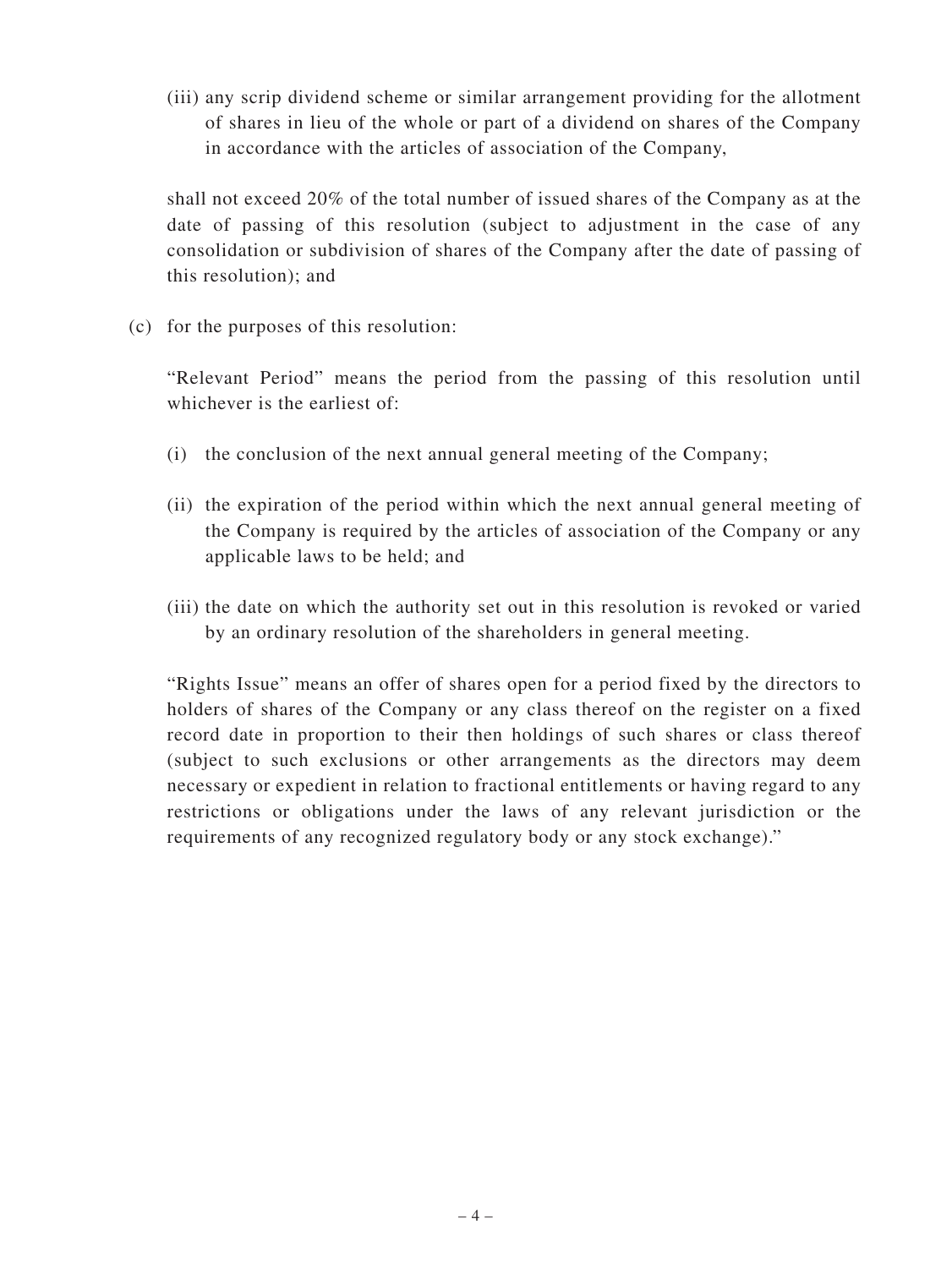(iii) any scrip dividend scheme or similar arrangement providing for the allotment of shares in lieu of the whole or part of a dividend on shares of the Company in accordance with the articles of association of the Company,

shall not exceed 20% of the total number of issued shares of the Company as at the date of passing of this resolution (subject to adjustment in the case of any consolidation or subdivision of shares of the Company after the date of passing of this resolution); and

(c) for the purposes of this resolution:

"Relevant Period" means the period from the passing of this resolution until whichever is the earliest of:

(i) the conclusion of the next annual general meeting of the Company;

(ii) the expiration of the period within which the next annual general meeting of the Company is required by the articles of association of the Company or any applicable laws to be held; and

(iii) the date on which the authority set out in this resolution is revoked or varied by an ordinary resolution of the shareholders in general meeting.

"Rights Issue" means an offer of shares open for a period fixed by the directors to holders of shares of the Company or any class thereof on the register on a fixed record date in proportion to their then holdings of such shares or class thereof (subject to such exclusions or other arrangements as the directors may deem necessary or expedient in relation to fractional entitlements or having regard to any restrictions or obligations under the laws of any relevant jurisdiction or the requirements of any recognized regulatory body or any stock exchange)."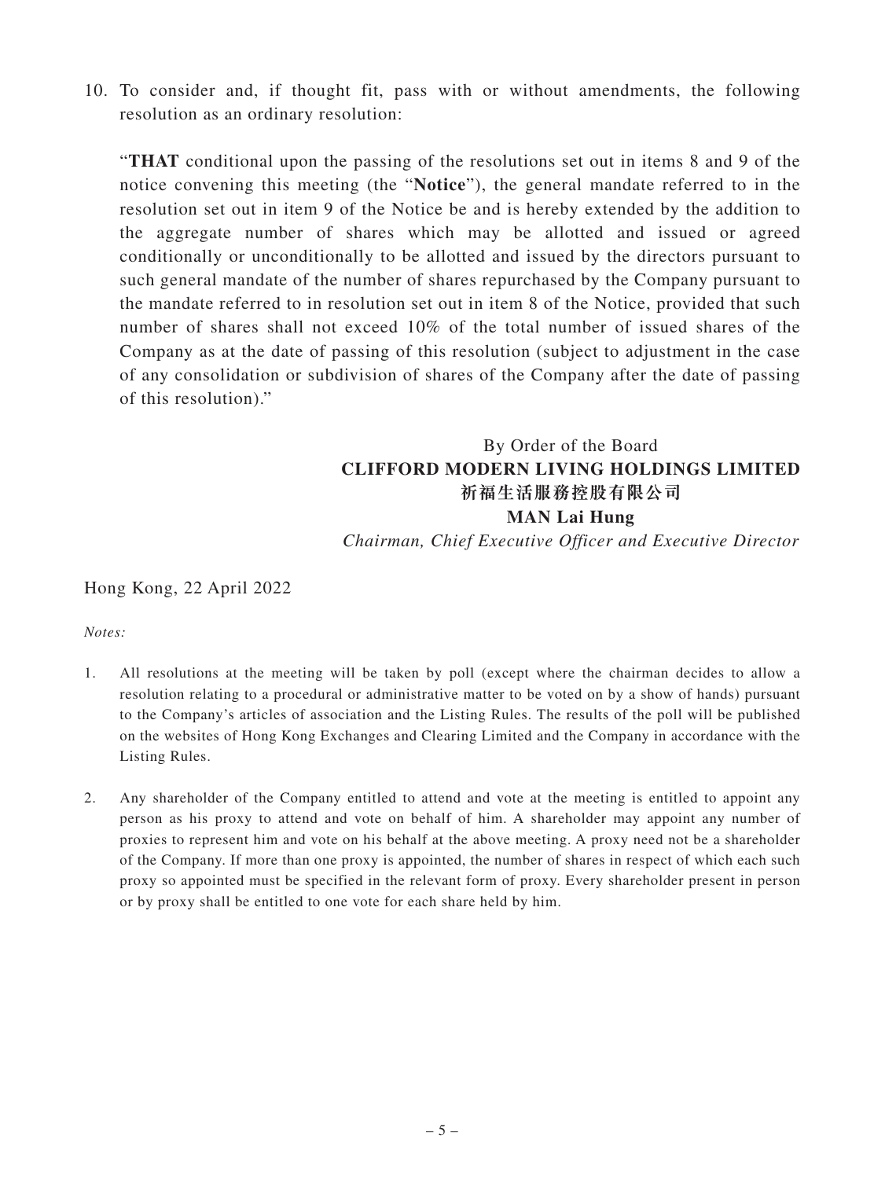10. To consider and, if thought fit, pass with or without amendments, the following resolution as an ordinary resolution:

   "**THAT** conditional upon the passing of the resolutions set out in items 8 and 9 of the notice convening this meeting (the "**Notice**"), the general mandate referred to in the resolution set out in item 9 of the Notice be and is hereby extended by the addition to the aggregate number of shares which may be allotted and issued or agreed conditionally or unconditionally to be allotted and issued by the directors pursuant to such general mandate of the number of shares repurchased by the Company pursuant to the mandate referred to in resolution set out in item 8 of the Notice, provided that such number of shares shall not exceed 10% of the total number of issued shares of the Company as at the date of passing of this resolution (subject to adjustment in the case of any consolidation or subdivision of shares of the Company after the date of passing of this resolution)."

By Order of the Board
**CLIFFORD MODERN LIVING HOLDINGS LIMITED**
**祈福生活服務控股有限公司**
**MAN Lai Hung**
*Chairman, Chief Executive Officer and Executive Director*

Hong Kong, 22 April 2022

*Notes:*

1. All resolutions at the meeting will be taken by poll (except where the chairman decides to allow a resolution relating to a procedural or administrative matter to be voted on by a show of hands) pursuant to the Company's articles of association and the Listing Rules. The results of the poll will be published on the websites of Hong Kong Exchanges and Clearing Limited and the Company in accordance with the Listing Rules.

2. Any shareholder of the Company entitled to attend and vote at the meeting is entitled to appoint any person as his proxy to attend and vote on behalf of him. A shareholder may appoint any number of proxies to represent him and vote on his behalf at the above meeting. A proxy need not be a shareholder of the Company. If more than one proxy is appointed, the number of shares in respect of which each such proxy so appointed must be specified in the relevant form of proxy. Every shareholder present in person or by proxy shall be entitled to one vote for each share held by him.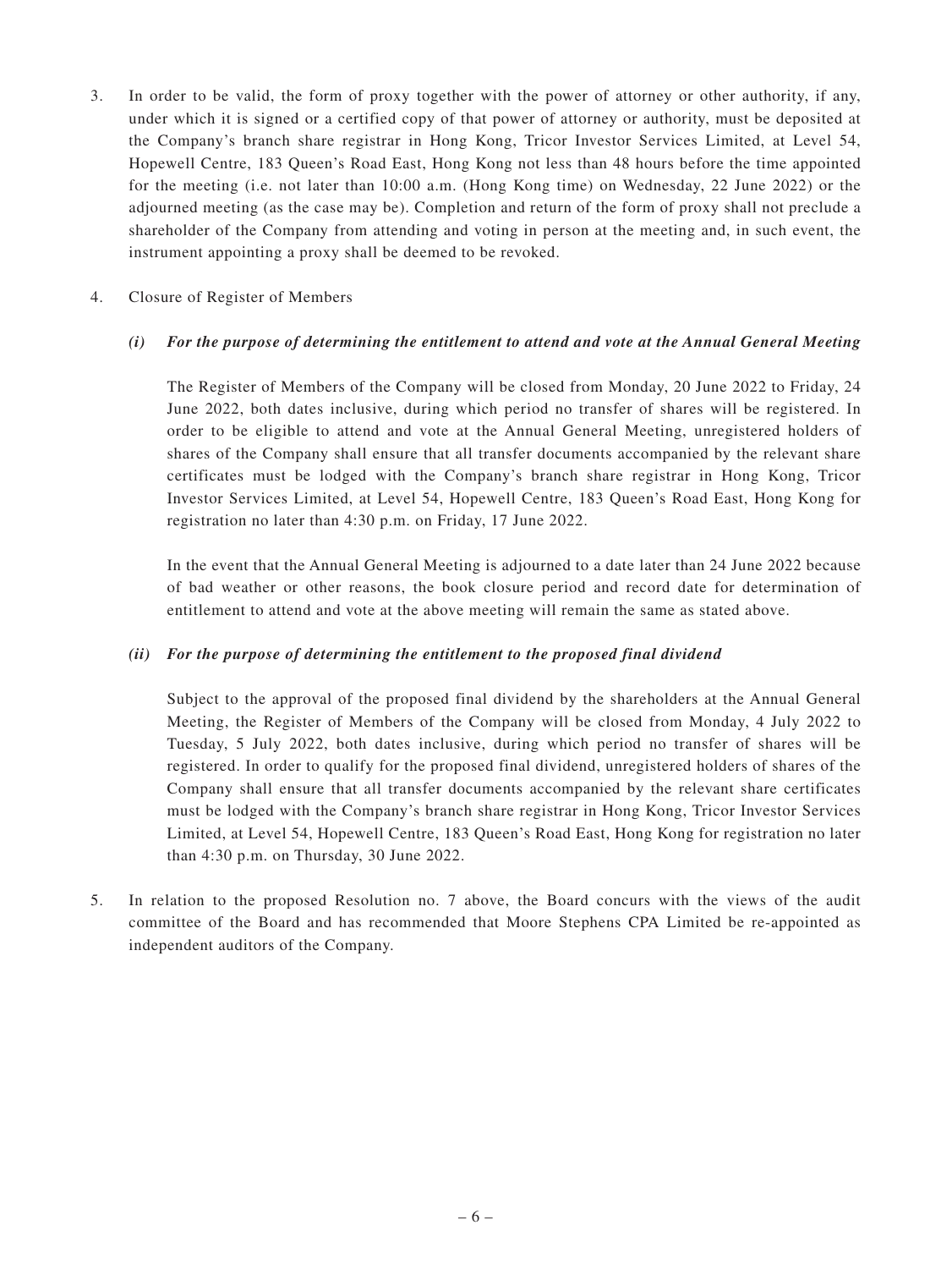3. In order to be valid, the form of proxy together with the power of attorney or other authority, if any, under which it is signed or a certified copy of that power of attorney or authority, must be deposited at the Company's branch share registrar in Hong Kong, Tricor Investor Services Limited, at Level 54, Hopewell Centre, 183 Queen's Road East, Hong Kong not less than 48 hours before the time appointed for the meeting (i.e. not later than 10:00 a.m. (Hong Kong time) on Wednesday, 22 June 2022) or the adjourned meeting (as the case may be). Completion and return of the form of proxy shall not preclude a shareholder of the Company from attending and voting in person at the meeting and, in such event, the instrument appointing a proxy shall be deemed to be revoked.

4. Closure of Register of Members

   ***(i) For the purpose of determining the entitlement to attend and vote at the Annual General Meeting***

   The Register of Members of the Company will be closed from Monday, 20 June 2022 to Friday, 24 June 2022, both dates inclusive, during which period no transfer of shares will be registered. In order to be eligible to attend and vote at the Annual General Meeting, unregistered holders of shares of the Company shall ensure that all transfer documents accompanied by the relevant share certificates must be lodged with the Company's branch share registrar in Hong Kong, Tricor Investor Services Limited, at Level 54, Hopewell Centre, 183 Queen's Road East, Hong Kong for registration no later than 4:30 p.m. on Friday, 17 June 2022.

   In the event that the Annual General Meeting is adjourned to a date later than 24 June 2022 because of bad weather or other reasons, the book closure period and record date for determination of entitlement to attend and vote at the above meeting will remain the same as stated above.

   ***(ii) For the purpose of determining the entitlement to the proposed final dividend***

   Subject to the approval of the proposed final dividend by the shareholders at the Annual General Meeting, the Register of Members of the Company will be closed from Monday, 4 July 2022 to Tuesday, 5 July 2022, both dates inclusive, during which period no transfer of shares will be registered. In order to qualify for the proposed final dividend, unregistered holders of shares of the Company shall ensure that all transfer documents accompanied by the relevant share certificates must be lodged with the Company's branch share registrar in Hong Kong, Tricor Investor Services Limited, at Level 54, Hopewell Centre, 183 Queen's Road East, Hong Kong for registration no later than 4:30 p.m. on Thursday, 30 June 2022.

5. In relation to the proposed Resolution no. 7 above, the Board concurs with the views of the audit committee of the Board and has recommended that Moore Stephens CPA Limited be re-appointed as independent auditors of the Company.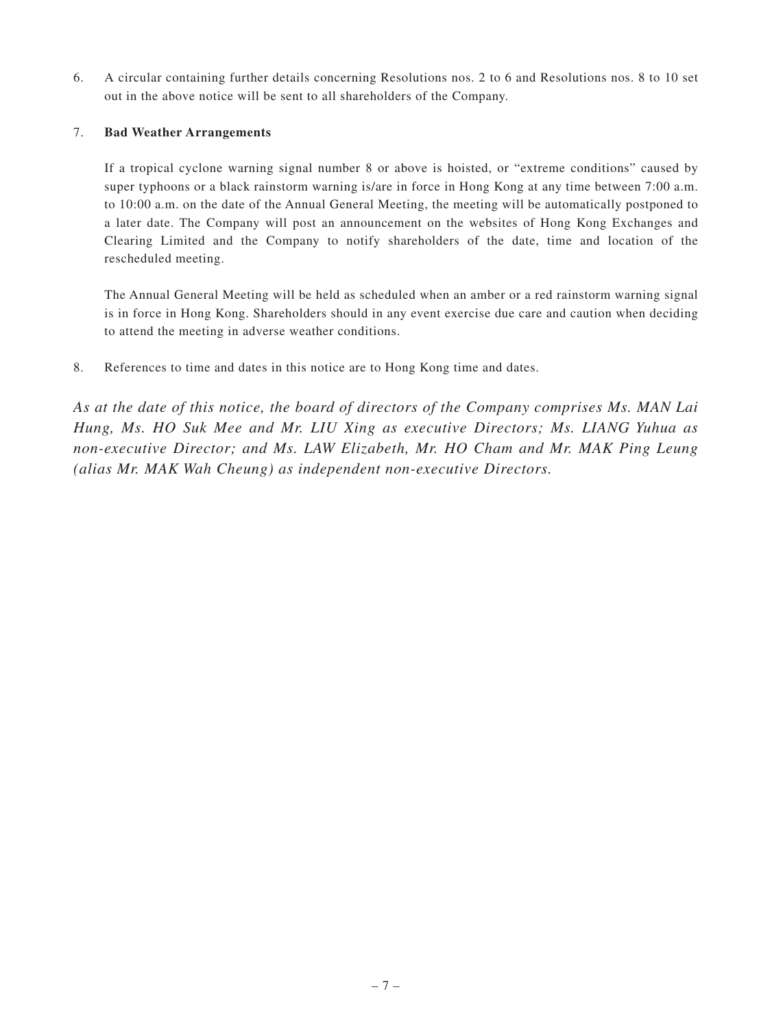6. A circular containing further details concerning Resolutions nos. 2 to 6 and Resolutions nos. 8 to 10 set out in the above notice will be sent to all shareholders of the Company.

7. **Bad Weather Arrangements**

   If a tropical cyclone warning signal number 8 or above is hoisted, or "extreme conditions" caused by super typhoons or a black rainstorm warning is/are in force in Hong Kong at any time between 7:00 a.m. to 10:00 a.m. on the date of the Annual General Meeting, the meeting will be automatically postponed to a later date. The Company will post an announcement on the websites of Hong Kong Exchanges and Clearing Limited and the Company to notify shareholders of the date, time and location of the rescheduled meeting.

   The Annual General Meeting will be held as scheduled when an amber or a red rainstorm warning signal is in force in Hong Kong. Shareholders should in any event exercise due care and caution when deciding to attend the meeting in adverse weather conditions.

8. References to time and dates in this notice are to Hong Kong time and dates.

*As at the date of this notice, the board of directors of the Company comprises Ms. MAN Lai Hung, Ms. HO Suk Mee and Mr. LIU Xing as executive Directors; Ms. LIANG Yuhua as non-executive Director; and Ms. LAW Elizabeth, Mr. HO Cham and Mr. MAK Ping Leung (alias Mr. MAK Wah Cheung) as independent non-executive Directors.*